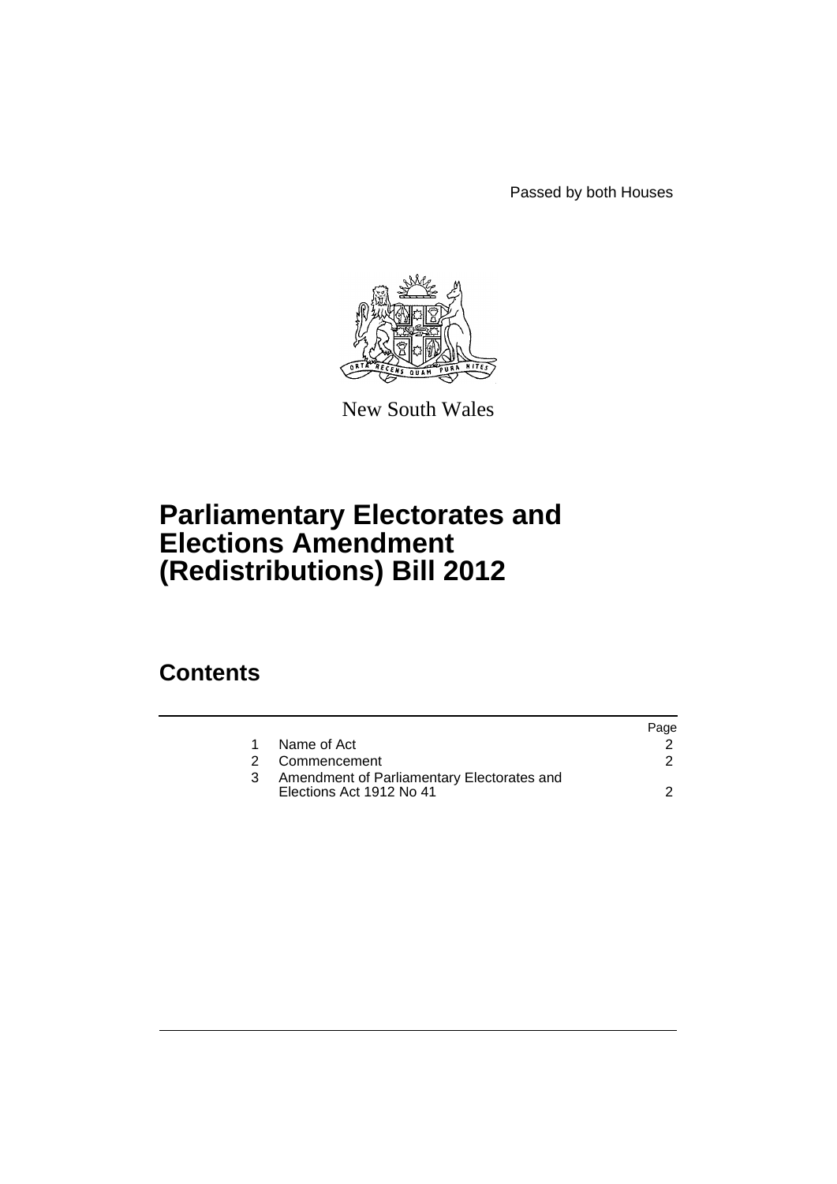Passed by both Houses

New South Wales

# Parliamentary Electorates and Elections Amendment (Redistributions) Bill 2012

## Contents

| | | Page |
|---|---|---|
| 1 | Name of Act | 2 |
| 2 | Commencement | 2 |
| 3 | Amendment of Parliamentary Electorates and Elections Act 1912 No 41 | 2 |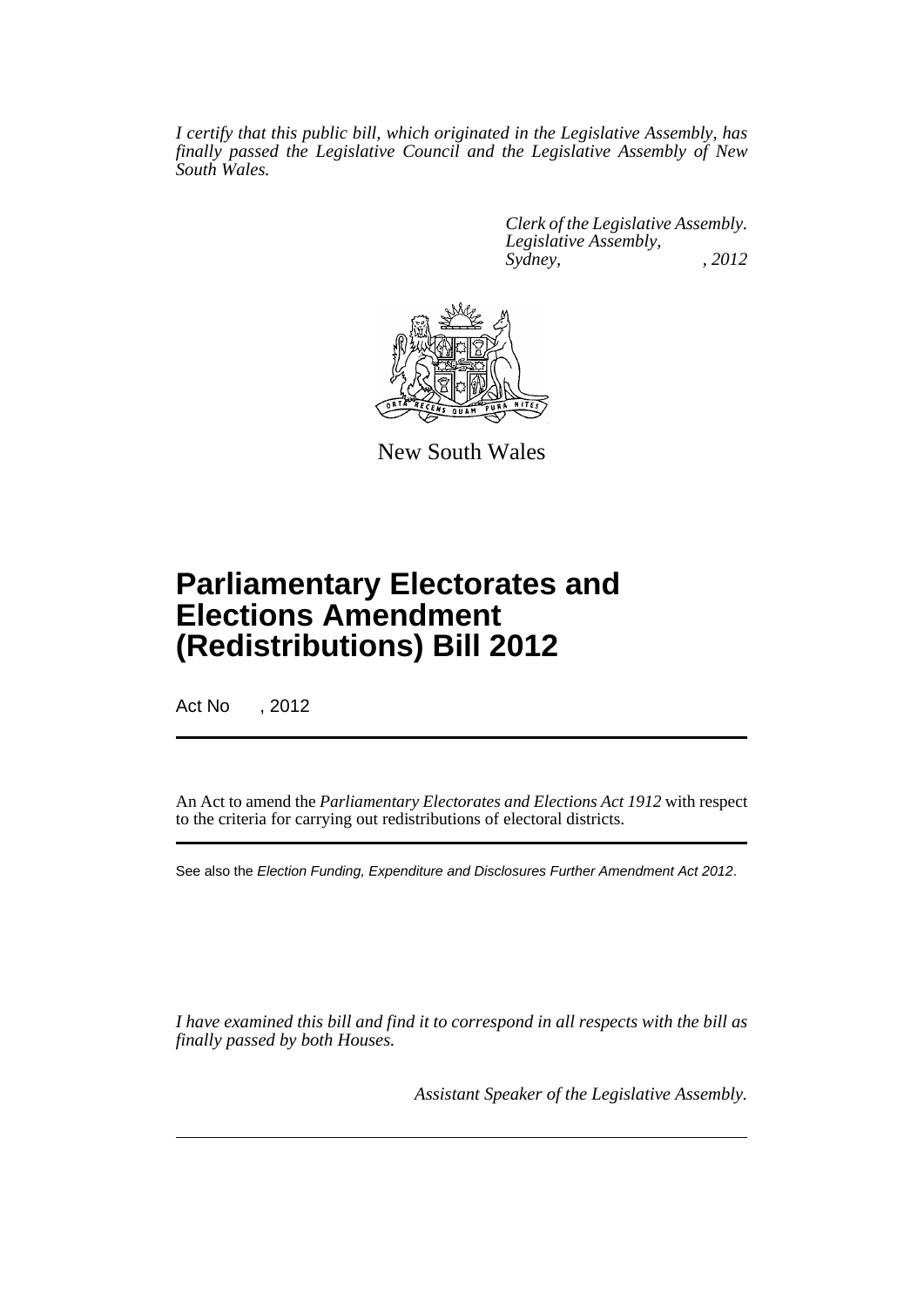*I certify that this public bill, which originated in the Legislative Assembly, has finally passed the Legislative Council and the Legislative Assembly of New South Wales.*

*Clerk of the Legislative Assembly.*
*Legislative Assembly,*
*Sydney, , 2012*

New South Wales

# Parliamentary Electorates and Elections Amendment (Redistributions) Bill 2012

Act No , 2012

An Act to amend the *Parliamentary Electorates and Elections Act 1912* with respect to the criteria for carrying out redistributions of electoral districts.

See also the *Election Funding, Expenditure and Disclosures Further Amendment Act 2012*.

*I have examined this bill and find it to correspond in all respects with the bill as finally passed by both Houses.*

*Assistant Speaker of the Legislative Assembly.*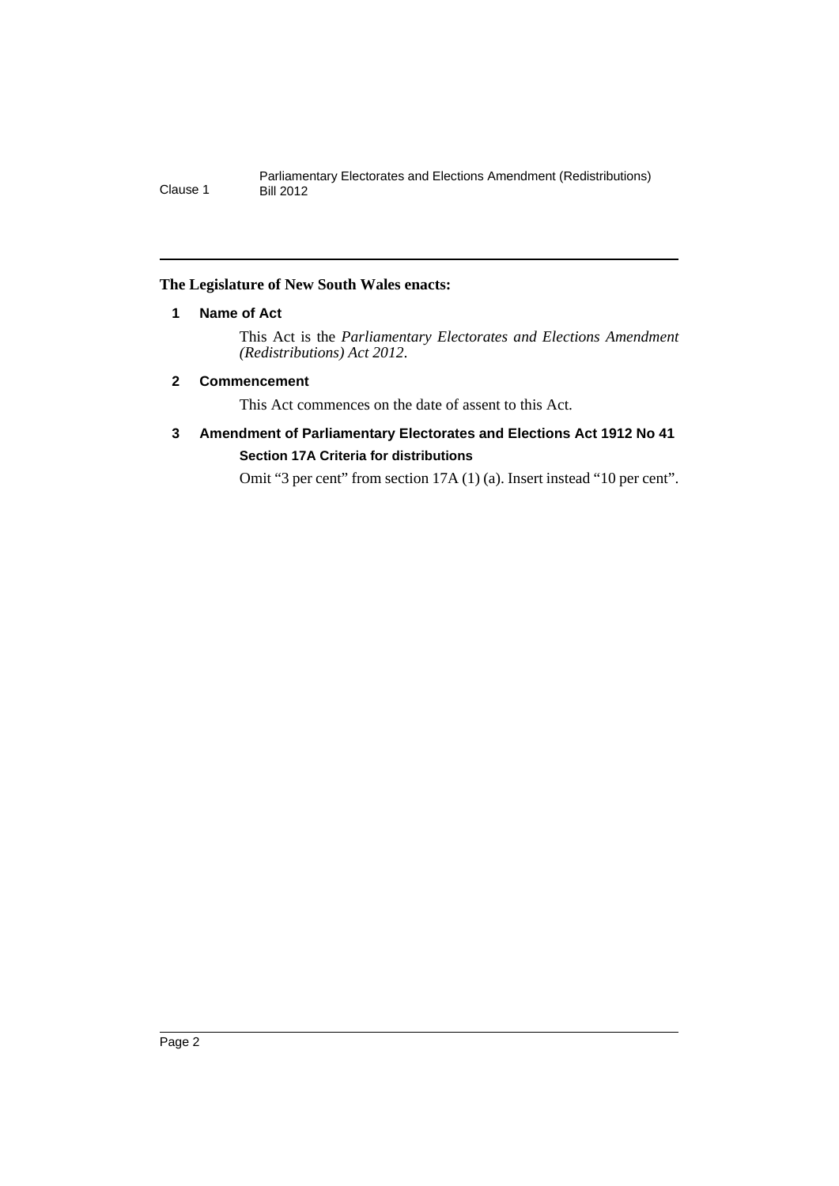**The Legislature of New South Wales enacts:**

### 1 Name of Act

This Act is the *Parliamentary Electorates and Elections Amendment (Redistributions) Act 2012*.

### 2 Commencement

This Act commences on the date of assent to this Act.

### 3 Amendment of Parliamentary Electorates and Elections Act 1912 No 41

#### Section 17A Criteria for distributions

Omit "3 per cent" from section 17A (1) (a). Insert instead "10 per cent".